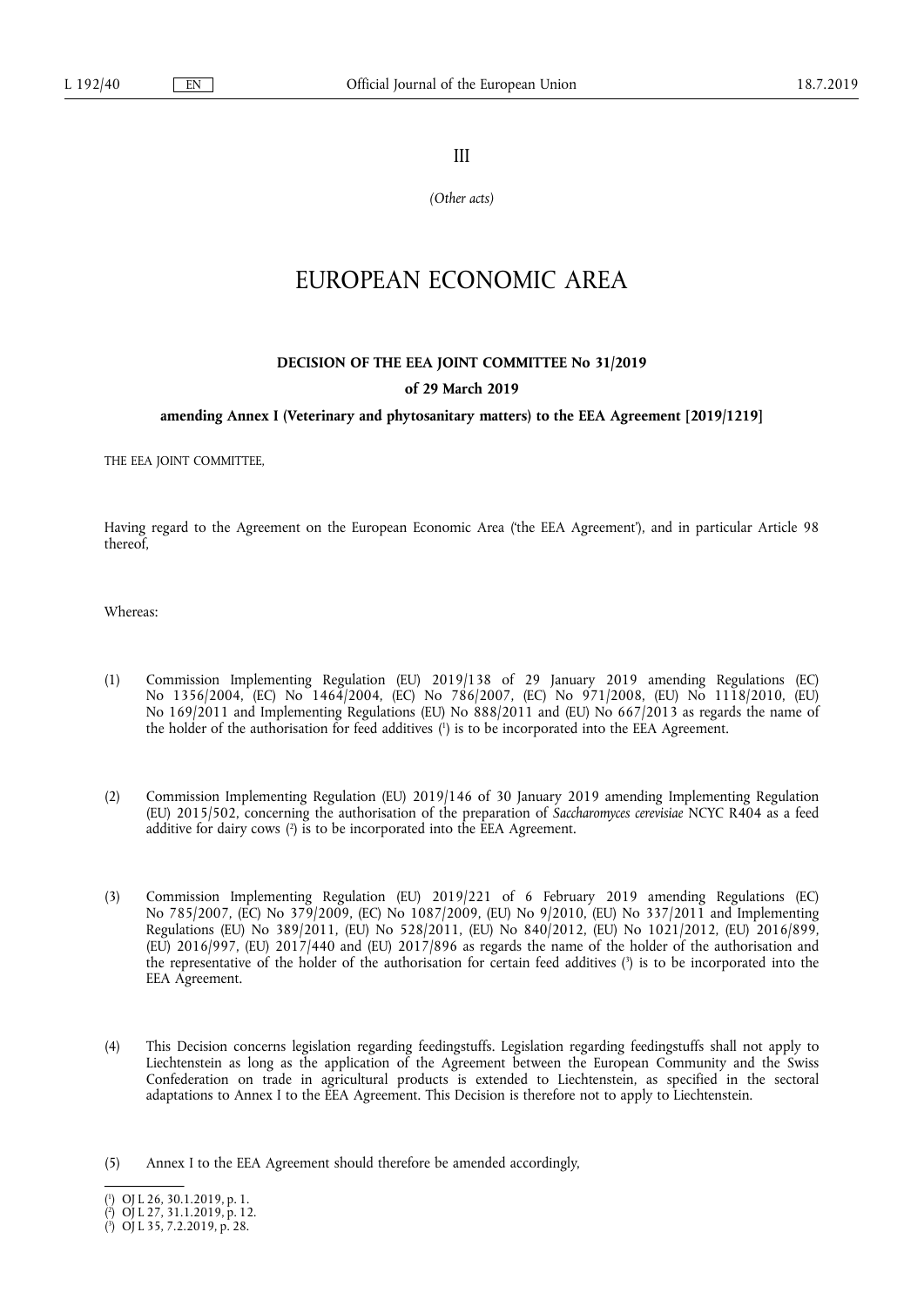III

*(Other acts)*

# EUROPEAN ECONOMIC AREA

## DECISION OF THE EEA JOINT COMMITTEE No 31/2019

### of 29 March 2019

### amending Annex I (Veterinary and phytosanitary matters) to the EEA Agreement [2019/1219]

THE EEA JOINT COMMITTEE,

Having regard to the Agreement on the European Economic Area ('the EEA Agreement'), and in particular Article 98 thereof,

Whereas:

(1) Commission Implementing Regulation (EU) 2019/138 of 29 January 2019 amending Regulations (EC) No 1356/2004, (EC) No 1464/2004, (EC) No 786/2007, (EC) No 971/2008, (EU) No 1118/2010, (EU) No 169/2011 and Implementing Regulations (EU) No 888/2011 and (EU) No 667/2013 as regards the name of the holder of the authorisation for feed additives [1] is to be incorporated into the EEA Agreement.

(2) Commission Implementing Regulation (EU) 2019/146 of 30 January 2019 amending Implementing Regulation (EU) 2015/502, concerning the authorisation of the preparation of *Saccharomyces cerevisiae* NCYC R404 as a feed additive for dairy cows [2] is to be incorporated into the EEA Agreement.

(3) Commission Implementing Regulation (EU) 2019/221 of 6 February 2019 amending Regulations (EC) No 785/2007, (EC) No 379/2009, (EC) No 1087/2009, (EU) No 9/2010, (EU) No 337/2011 and Implementing Regulations (EU) No 389/2011, (EU) No 528/2011, (EU) No 840/2012, (EU) No 1021/2012, (EU) 2016/899, (EU) 2016/997, (EU) 2017/440 and (EU) 2017/896 as regards the name of the holder of the authorisation and the representative of the holder of the authorisation for certain feed additives [3] is to be incorporated into the EEA Agreement.

(4) This Decision concerns legislation regarding feedingstuffs. Legislation regarding feedingstuffs shall not apply to Liechtenstein as long as the application of the Agreement between the European Community and the Swiss Confederation on trade in agricultural products is extended to Liechtenstein, as specified in the sectoral adaptations to Annex I to the EEA Agreement. This Decision is therefore not to apply to Liechtenstein.

(5) Annex I to the EEA Agreement should therefore be amended accordingly,

---

[1] OJ L 26, 30.1.2019, p. 1.

[2] OJ L 27, 31.1.2019, p. 12.

[3] OJ L 35, 7.2.2019, p. 28.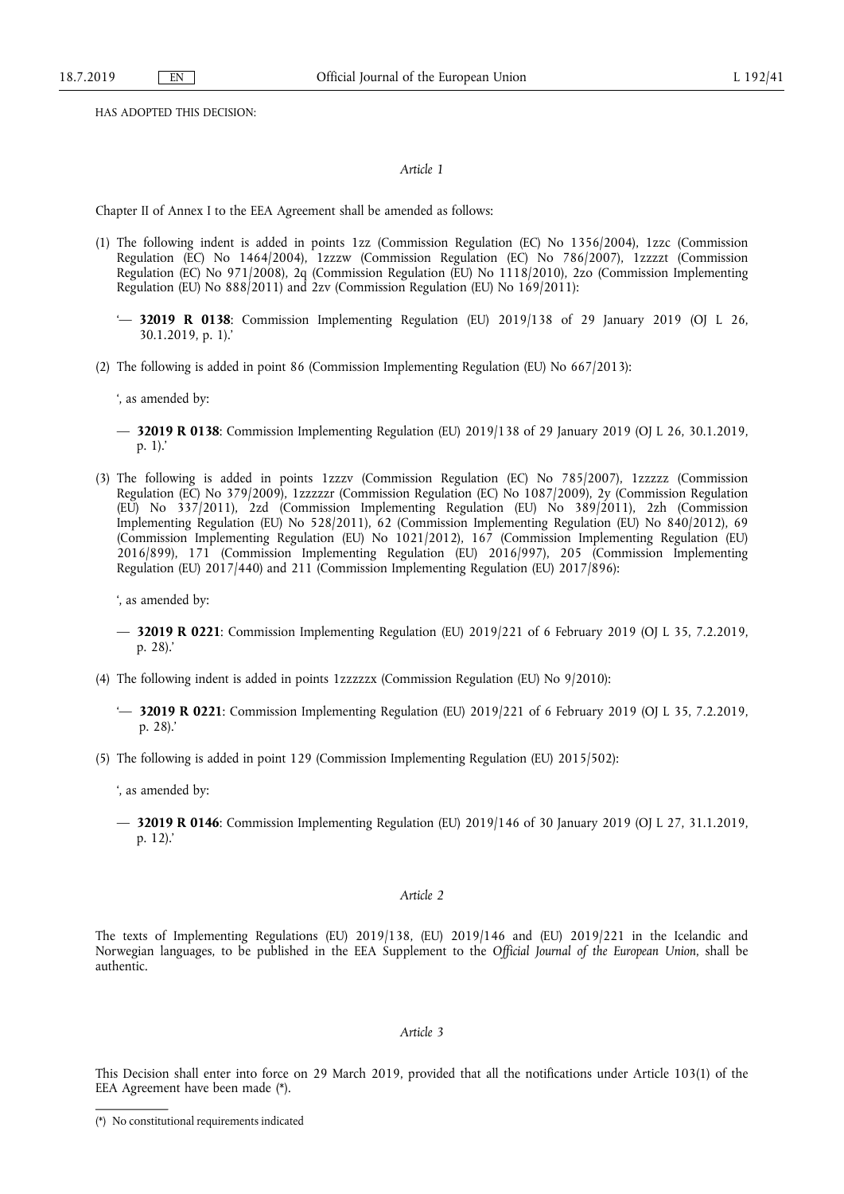HAS ADOPTED THIS DECISION:

*Article 1*

Chapter II of Annex I to the EEA Agreement shall be amended as follows:

(1) The following indent is added in points 1zz (Commission Regulation (EC) No 1356/2004), 1zzc (Commission Regulation (EC) No 1464/2004), 1zzzw (Commission Regulation (EC) No 786/2007), 1zzzzt (Commission Regulation (EC) No 971/2008), 2q (Commission Regulation (EU) No 1118/2010), 2zo (Commission Implementing Regulation (EU) No 888/2011) and 2zv (Commission Regulation (EU) No 169/2011):

'— **32019 R 0138**: Commission Implementing Regulation (EU) 2019/138 of 29 January 2019 (OJ L 26, 30.1.2019, p. 1).'

(2) The following is added in point 86 (Commission Implementing Regulation (EU) No 667/2013):

', as amended by:

— **32019 R 0138**: Commission Implementing Regulation (EU) 2019/138 of 29 January 2019 (OJ L 26, 30.1.2019, p. 1).'

(3) The following is added in points 1zzzv (Commission Regulation (EC) No 785/2007), 1zzzzz (Commission Regulation (EC) No 379/2009), 1zzzzzr (Commission Regulation (EC) No 1087/2009), 2y (Commission Regulation (EU) No 337/2011), 2zd (Commission Implementing Regulation (EU) No 389/2011), 2zh (Commission Implementing Regulation (EU) No 528/2011), 62 (Commission Implementing Regulation (EU) No 840/2012), 69 (Commission Implementing Regulation (EU) No 1021/2012), 167 (Commission Implementing Regulation (EU) 2016/899), 171 (Commission Implementing Regulation (EU) 2016/997), 205 (Commission Implementing Regulation (EU) 2017/440) and 211 (Commission Implementing Regulation (EU) 2017/896):

', as amended by:

— **32019 R 0221**: Commission Implementing Regulation (EU) 2019/221 of 6 February 2019 (OJ L 35, 7.2.2019, p. 28).'

(4) The following indent is added in points 1zzzzzx (Commission Regulation (EU) No 9/2010):

'— **32019 R 0221**: Commission Implementing Regulation (EU) 2019/221 of 6 February 2019 (OJ L 35, 7.2.2019, p. 28).'

(5) The following is added in point 129 (Commission Implementing Regulation (EU) 2015/502):

', as amended by:

— **32019 R 0146**: Commission Implementing Regulation (EU) 2019/146 of 30 January 2019 (OJ L 27, 31.1.2019, p. 12).'

*Article 2*

The texts of Implementing Regulations (EU) 2019/138, (EU) 2019/146 and (EU) 2019/221 in the Icelandic and Norwegian languages, to be published in the EEA Supplement to the *Official Journal of the European Union*, shall be authentic.

*Article 3*

This Decision shall enter into force on 29 March 2019, provided that all the notifications under Article 103(1) of the EEA Agreement have been made (*).

(*) No constitutional requirements indicated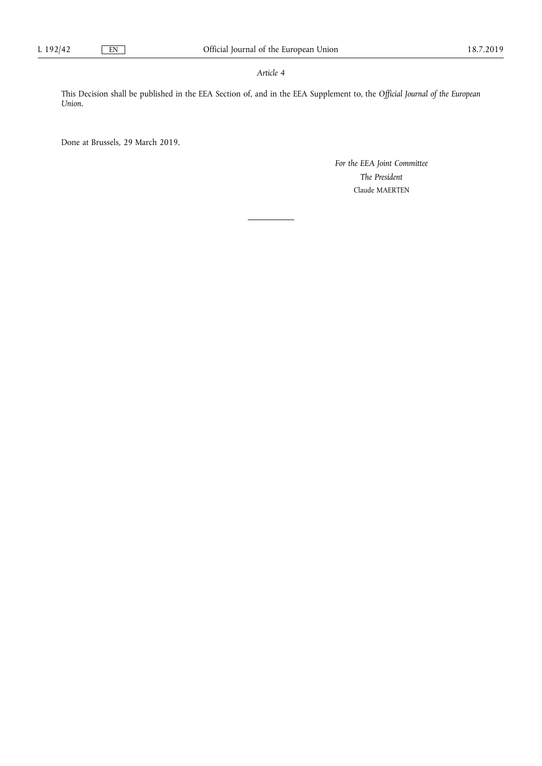*Article 4*

This Decision shall be published in the EEA Section of, and in the EEA Supplement to, the *Official Journal of the European Union*.

Done at Brussels, 29 March 2019.

*For the EEA Joint Committee*

*The President*

Claude MAERTEN